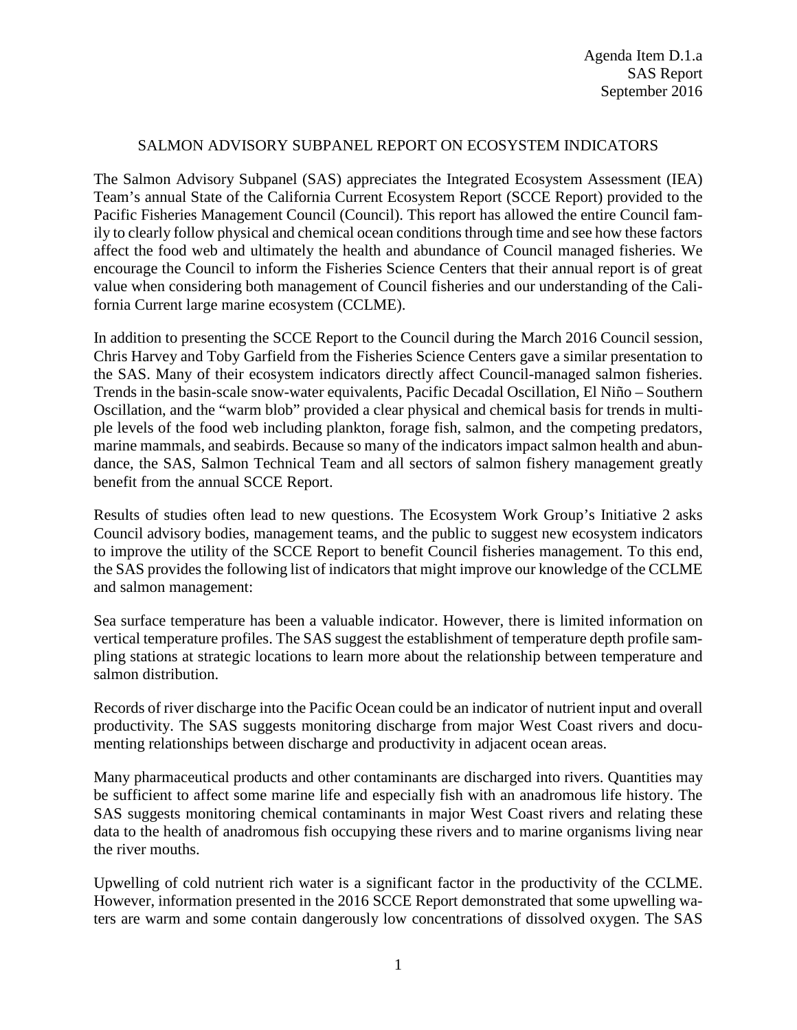Agenda Item D.1.a
SAS Report
September 2016

# SALMON ADVISORY SUBPANEL REPORT ON ECOSYSTEM INDICATORS

The Salmon Advisory Subpanel (SAS) appreciates the Integrated Ecosystem Assessment (IEA) Team's annual State of the California Current Ecosystem Report (SCCE Report) provided to the Pacific Fisheries Management Council (Council). This report has allowed the entire Council family to clearly follow physical and chemical ocean conditions through time and see how these factors affect the food web and ultimately the health and abundance of Council managed fisheries. We encourage the Council to inform the Fisheries Science Centers that their annual report is of great value when considering both management of Council fisheries and our understanding of the California Current large marine ecosystem (CCLME).

In addition to presenting the SCCE Report to the Council during the March 2016 Council session, Chris Harvey and Toby Garfield from the Fisheries Science Centers gave a similar presentation to the SAS. Many of their ecosystem indicators directly affect Council-managed salmon fisheries. Trends in the basin-scale snow-water equivalents, Pacific Decadal Oscillation, El Niño – Southern Oscillation, and the "warm blob" provided a clear physical and chemical basis for trends in multiple levels of the food web including plankton, forage fish, salmon, and the competing predators, marine mammals, and seabirds. Because so many of the indicators impact salmon health and abundance, the SAS, Salmon Technical Team and all sectors of salmon fishery management greatly benefit from the annual SCCE Report.

Results of studies often lead to new questions. The Ecosystem Work Group's Initiative 2 asks Council advisory bodies, management teams, and the public to suggest new ecosystem indicators to improve the utility of the SCCE Report to benefit Council fisheries management. To this end, the SAS provides the following list of indicators that might improve our knowledge of the CCLME and salmon management:

Sea surface temperature has been a valuable indicator. However, there is limited information on vertical temperature profiles. The SAS suggest the establishment of temperature depth profile sampling stations at strategic locations to learn more about the relationship between temperature and salmon distribution.

Records of river discharge into the Pacific Ocean could be an indicator of nutrient input and overall productivity. The SAS suggests monitoring discharge from major West Coast rivers and documenting relationships between discharge and productivity in adjacent ocean areas.

Many pharmaceutical products and other contaminants are discharged into rivers. Quantities may be sufficient to affect some marine life and especially fish with an anadromous life history. The SAS suggests monitoring chemical contaminants in major West Coast rivers and relating these data to the health of anadromous fish occupying these rivers and to marine organisms living near the river mouths.

Upwelling of cold nutrient rich water is a significant factor in the productivity of the CCLME. However, information presented in the 2016 SCCE Report demonstrated that some upwelling waters are warm and some contain dangerously low concentrations of dissolved oxygen. The SAS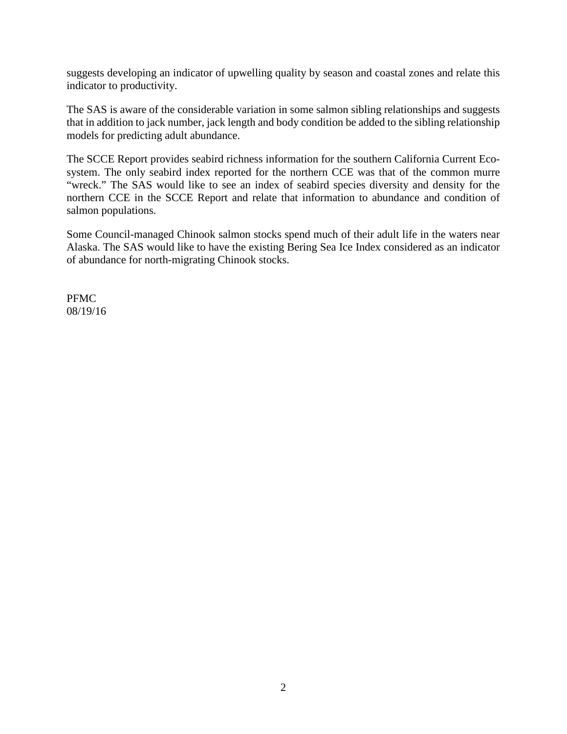suggests developing an indicator of upwelling quality by season and coastal zones and relate this indicator to productivity.

The SAS is aware of the considerable variation in some salmon sibling relationships and suggests that in addition to jack number, jack length and body condition be added to the sibling relationship models for predicting adult abundance.

The SCCE Report provides seabird richness information for the southern California Current Ecosystem. The only seabird index reported for the northern CCE was that of the common murre "wreck." The SAS would like to see an index of seabird species diversity and density for the northern CCE in the SCCE Report and relate that information to abundance and condition of salmon populations.

Some Council-managed Chinook salmon stocks spend much of their adult life in the waters near Alaska. The SAS would like to have the existing Bering Sea Ice Index considered as an indicator of abundance for north-migrating Chinook stocks.

PFMC
08/19/16